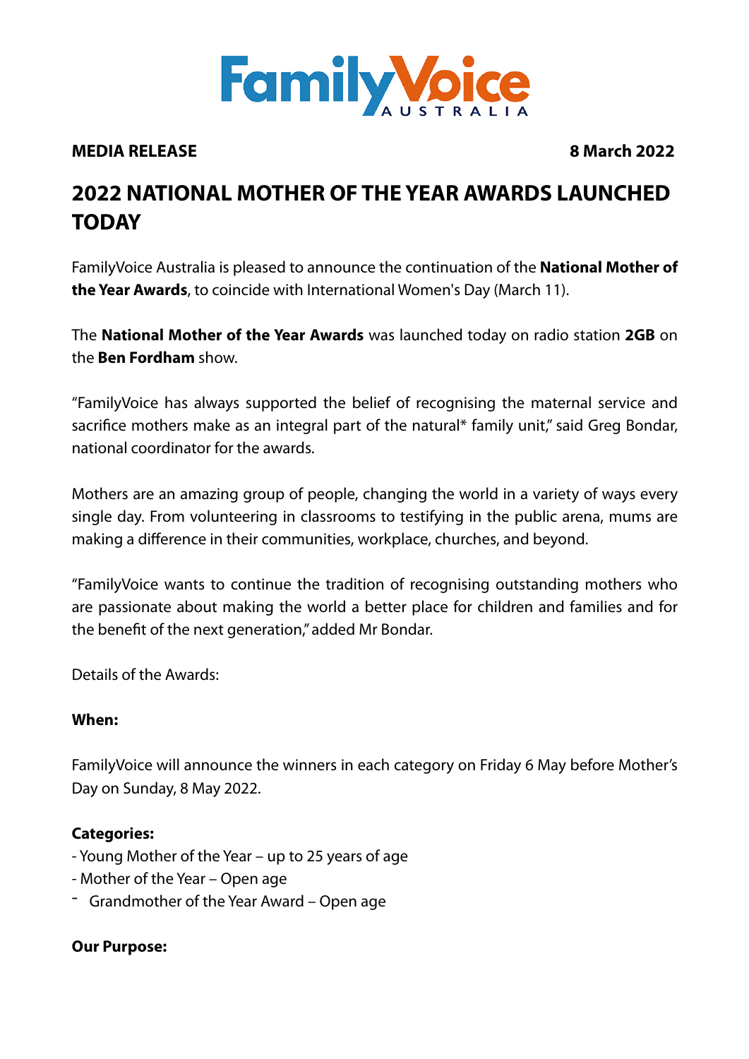FamilyVoice AUSTRALIA

**MEDIA RELEASE** **8 March 2022**

# 2022 NATIONAL MOTHER OF THE YEAR AWARDS LAUNCHED TODAY

FamilyVoice Australia is pleased to announce the continuation of the **National Mother of the Year Awards**, to coincide with International Women's Day (March 11).

The **National Mother of the Year Awards** was launched today on radio station **2GB** on the **Ben Fordham** show.

"FamilyVoice has always supported the belief of recognising the maternal service and sacrifice mothers make as an integral part of the natural* family unit," said Greg Bondar, national coordinator for the awards.

Mothers are an amazing group of people, changing the world in a variety of ways every single day. From volunteering in classrooms to testifying in the public arena, mums are making a difference in their communities, workplace, churches, and beyond.

"FamilyVoice wants to continue the tradition of recognising outstanding mothers who are passionate about making the world a better place for children and families and for the benefit of the next generation," added Mr Bondar.

Details of the Awards:

**When:**

FamilyVoice will announce the winners in each category on Friday 6 May before Mother's Day on Sunday, 8 May 2022.

**Categories:**

- Young Mother of the Year – up to 25 years of age
- Mother of the Year – Open age
- Grandmother of the Year Award – Open age

**Our Purpose:**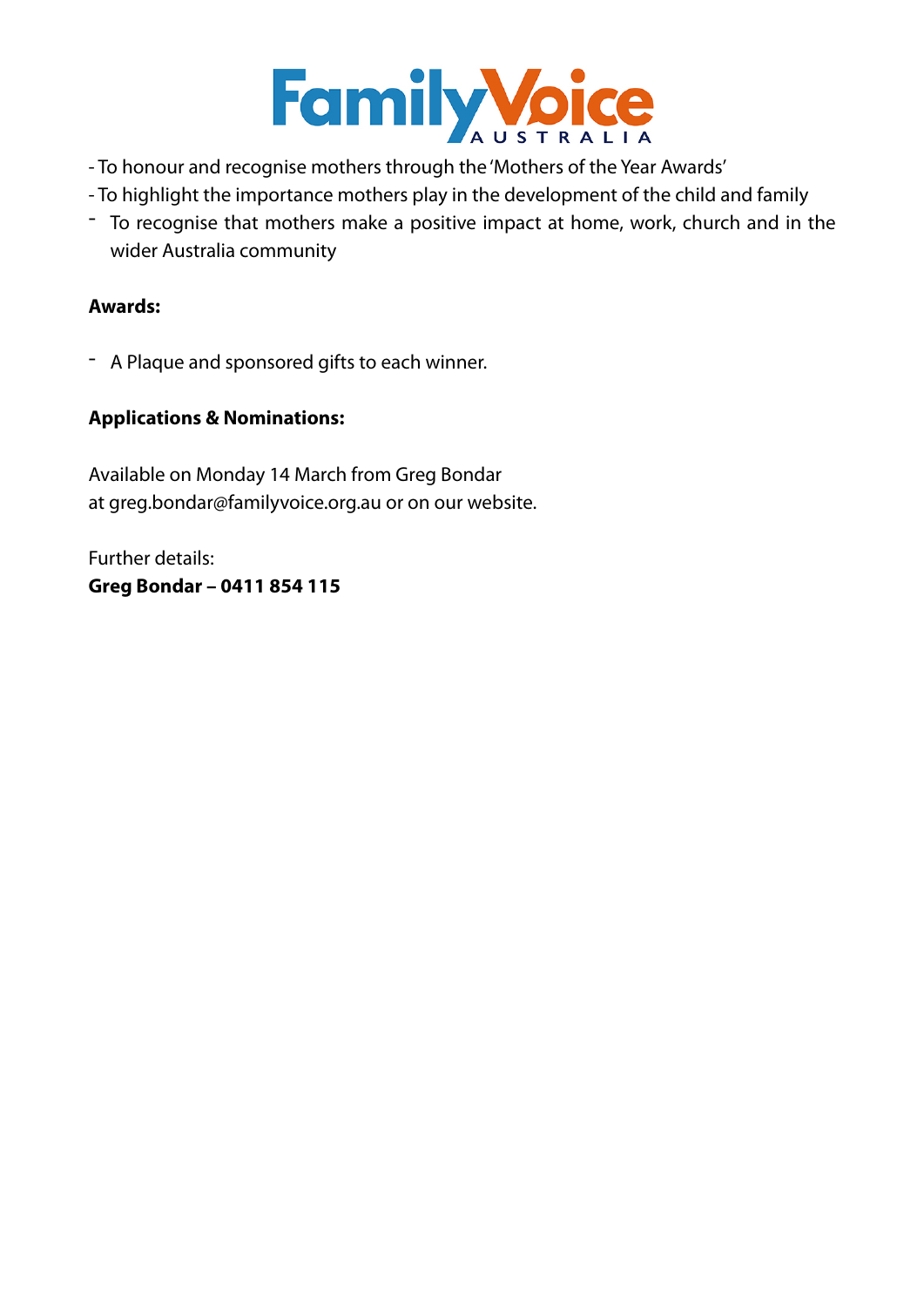FamilyVoice AUSTRALIA

- To honour and recognise mothers through the 'Mothers of the Year Awards'
- To highlight the importance mothers play in the development of the child and family
- To recognise that mothers make a positive impact at home, work, church and in the wider Australia community

**Awards:**

- A Plaque and sponsored gifts to each winner.

**Applications & Nominations:**

Available on Monday 14 March from Greg Bondar
at greg.bondar@familyvoice.org.au or on our website.

Further details:
**Greg Bondar – 0411 854 115**